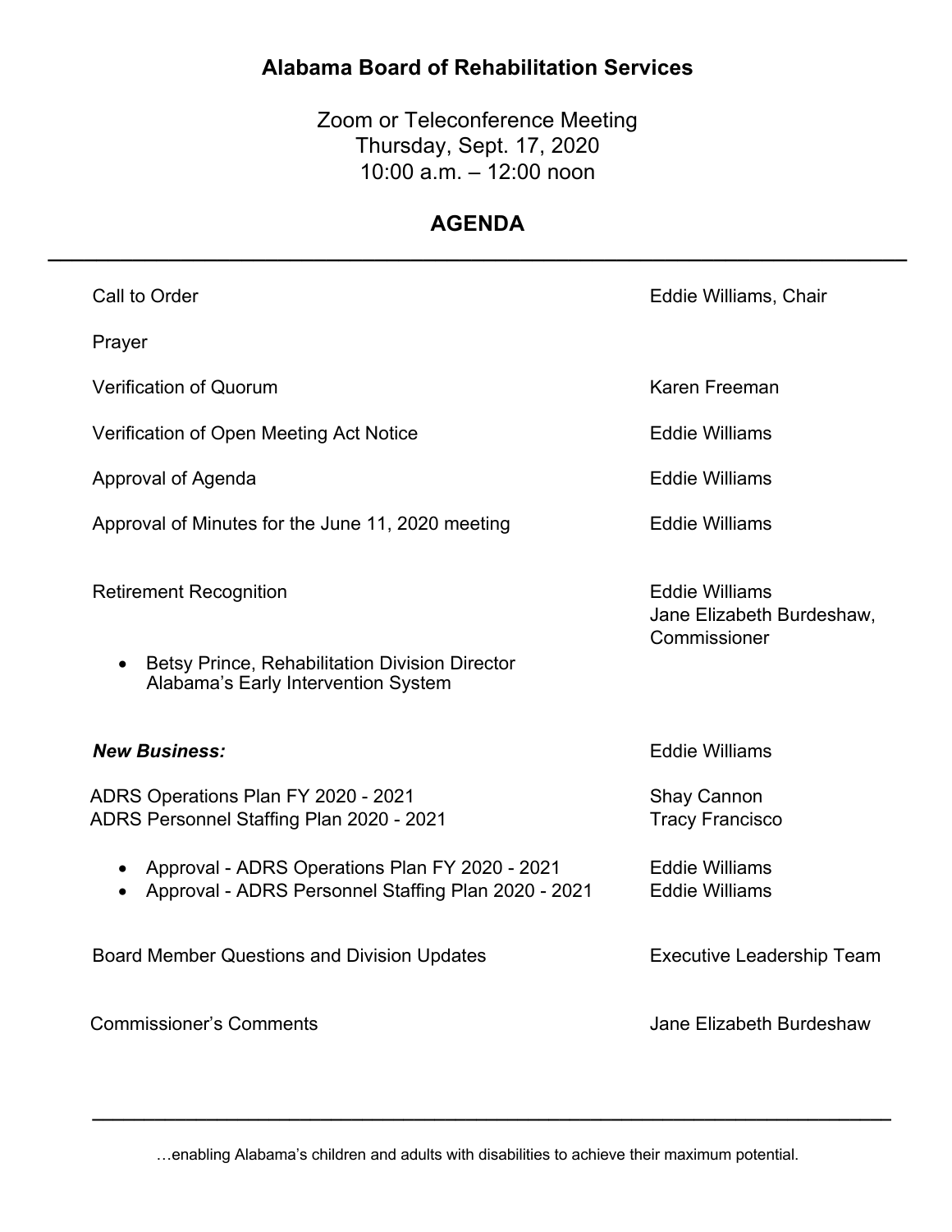# Alabama Board of Rehabilitation Services

Zoom or Teleconference Meeting
Thursday, Sept. 17, 2020
10:00 a.m. – 12:00 noon

## AGENDA

---

| Item | Presenter |
| --- | --- |
| Call to Order | Eddie Williams, Chair |
| Prayer | |
| Verification of Quorum | Karen Freeman |
| Verification of Open Meeting Act Notice | Eddie Williams |
| Approval of Agenda | Eddie Williams |
| Approval of Minutes for the June 11, 2020 meeting | Eddie Williams |
| Retirement Recognition | Eddie Williams<br>Jane Elizabeth Burdeshaw, Commissioner |
| • Betsy Prince, Rehabilitation Division Director Alabama's Early Intervention System | |
| ***New Business:*** | Eddie Williams |
| ADRS Operations Plan FY 2020 - 2021 | Shay Cannon |
| ADRS Personnel Staffing Plan 2020 - 2021 | Tracy Francisco |
| • Approval - ADRS Operations Plan FY 2020 - 2021 | Eddie Williams |
| • Approval - ADRS Personnel Staffing Plan 2020 - 2021 | Eddie Williams |
| Board Member Questions and Division Updates | Executive Leadership Team |
| Commissioner's Comments | Jane Elizabeth Burdeshaw |

---

…enabling Alabama's children and adults with disabilities to achieve their maximum potential.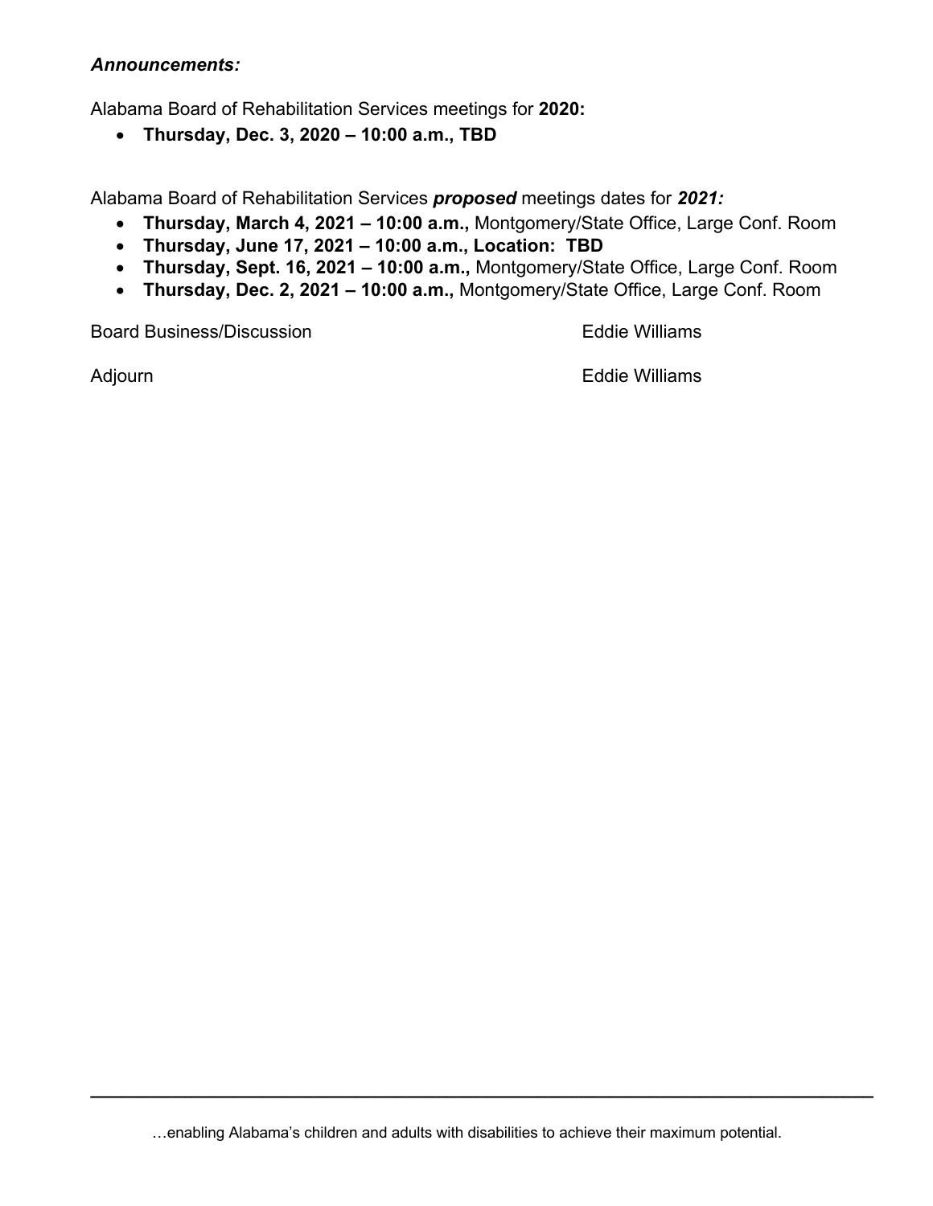***Announcements:***

Alabama Board of Rehabilitation Services meetings for **2020:**

- **Thursday, Dec. 3, 2020 – 10:00 a.m., TBD**

Alabama Board of Rehabilitation Services ***proposed*** meetings dates for ***2021:***

- **Thursday, March 4, 2021 – 10:00 a.m.,** Montgomery/State Office, Large Conf. Room
- **Thursday, June 17, 2021 – 10:00 a.m., Location: TBD**
- **Thursday, Sept. 16, 2021 – 10:00 a.m.,** Montgomery/State Office, Large Conf. Room
- **Thursday, Dec. 2, 2021 – 10:00 a.m.,** Montgomery/State Office, Large Conf. Room

Board Business/Discussion — Eddie Williams

Adjourn — Eddie Williams

…enabling Alabama's children and adults with disabilities to achieve their maximum potential.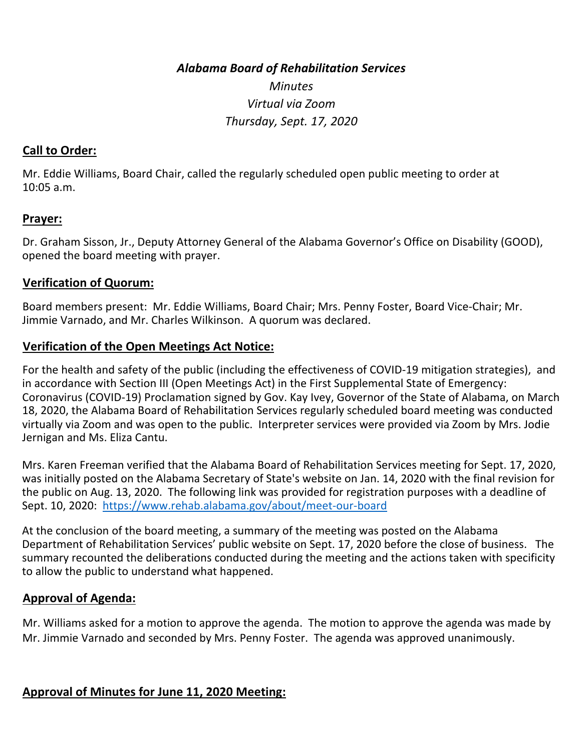*Alabama Board of Rehabilitation Services*

*Minutes*

*Virtual via Zoom*

*Thursday, Sept. 17, 2020*

## Call to Order:

Mr. Eddie Williams, Board Chair, called the regularly scheduled open public meeting to order at 10:05 a.m.

## Prayer:

Dr. Graham Sisson, Jr., Deputy Attorney General of the Alabama Governor's Office on Disability (GOOD), opened the board meeting with prayer.

## Verification of Quorum:

Board members present: Mr. Eddie Williams, Board Chair; Mrs. Penny Foster, Board Vice-Chair; Mr. Jimmie Varnado, and Mr. Charles Wilkinson. A quorum was declared.

## Verification of the Open Meetings Act Notice:

For the health and safety of the public (including the effectiveness of COVID-19 mitigation strategies), and in accordance with Section III (Open Meetings Act) in the First Supplemental State of Emergency: Coronavirus (COVID-19) Proclamation signed by Gov. Kay Ivey, Governor of the State of Alabama, on March 18, 2020, the Alabama Board of Rehabilitation Services regularly scheduled board meeting was conducted virtually via Zoom and was open to the public. Interpreter services were provided via Zoom by Mrs. Jodie Jernigan and Ms. Eliza Cantu.

Mrs. Karen Freeman verified that the Alabama Board of Rehabilitation Services meeting for Sept. 17, 2020, was initially posted on the Alabama Secretary of State's website on Jan. 14, 2020 with the final revision for the public on Aug. 13, 2020. The following link was provided for registration purposes with a deadline of Sept. 10, 2020: https://www.rehab.alabama.gov/about/meet-our-board

At the conclusion of the board meeting, a summary of the meeting was posted on the Alabama Department of Rehabilitation Services' public website on Sept. 17, 2020 before the close of business. The summary recounted the deliberations conducted during the meeting and the actions taken with specificity to allow the public to understand what happened.

## Approval of Agenda:

Mr. Williams asked for a motion to approve the agenda. The motion to approve the agenda was made by Mr. Jimmie Varnado and seconded by Mrs. Penny Foster. The agenda was approved unanimously.

## Approval of Minutes for June 11, 2020 Meeting: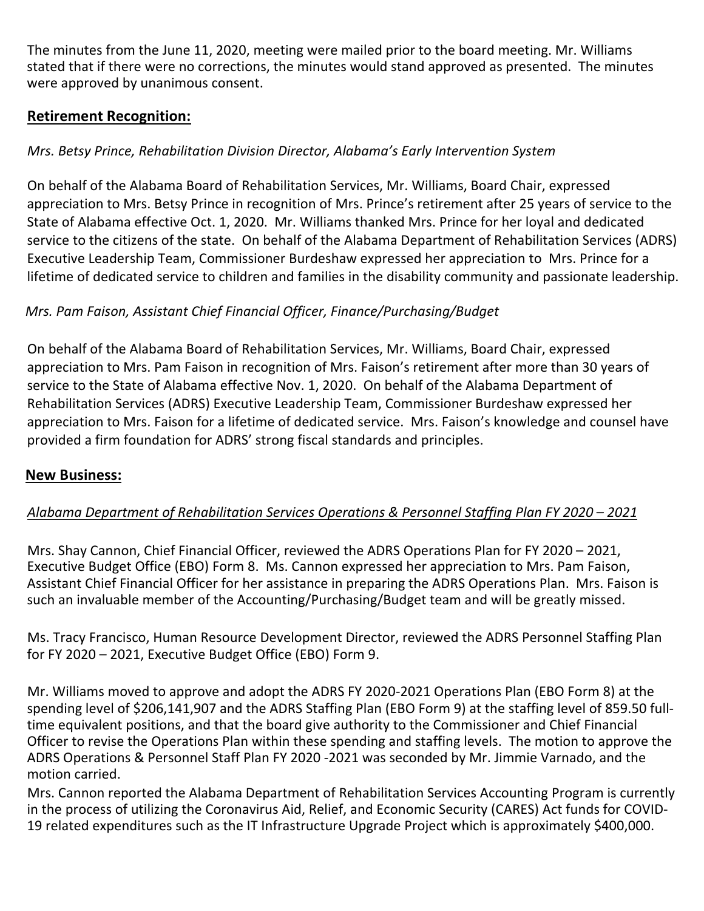The minutes from the June 11, 2020, meeting were mailed prior to the board meeting. Mr. Williams stated that if there were no corrections, the minutes would stand approved as presented. The minutes were approved by unanimous consent.

## **Retirement Recognition:**

*Mrs. Betsy Prince, Rehabilitation Division Director, Alabama's Early Intervention System*

On behalf of the Alabama Board of Rehabilitation Services, Mr. Williams, Board Chair, expressed appreciation to Mrs. Betsy Prince in recognition of Mrs. Prince's retirement after 25 years of service to the State of Alabama effective Oct. 1, 2020. Mr. Williams thanked Mrs. Prince for her loyal and dedicated service to the citizens of the state. On behalf of the Alabama Department of Rehabilitation Services (ADRS) Executive Leadership Team, Commissioner Burdeshaw expressed her appreciation to Mrs. Prince for a lifetime of dedicated service to children and families in the disability community and passionate leadership.

*Mrs. Pam Faison, Assistant Chief Financial Officer, Finance/Purchasing/Budget*

On behalf of the Alabama Board of Rehabilitation Services, Mr. Williams, Board Chair, expressed appreciation to Mrs. Pam Faison in recognition of Mrs. Faison's retirement after more than 30 years of service to the State of Alabama effective Nov. 1, 2020. On behalf of the Alabama Department of Rehabilitation Services (ADRS) Executive Leadership Team, Commissioner Burdeshaw expressed her appreciation to Mrs. Faison for a lifetime of dedicated service. Mrs. Faison's knowledge and counsel have provided a firm foundation for ADRS' strong fiscal standards and principles.

## **New Business:**

*Alabama Department of Rehabilitation Services Operations & Personnel Staffing Plan FY 2020 – 2021*

Mrs. Shay Cannon, Chief Financial Officer, reviewed the ADRS Operations Plan for FY 2020 – 2021, Executive Budget Office (EBO) Form 8. Ms. Cannon expressed her appreciation to Mrs. Pam Faison, Assistant Chief Financial Officer for her assistance in preparing the ADRS Operations Plan. Mrs. Faison is such an invaluable member of the Accounting/Purchasing/Budget team and will be greatly missed.

Ms. Tracy Francisco, Human Resource Development Director, reviewed the ADRS Personnel Staffing Plan for FY 2020 – 2021, Executive Budget Office (EBO) Form 9.

Mr. Williams moved to approve and adopt the ADRS FY 2020-2021 Operations Plan (EBO Form 8) at the spending level of $206,141,907 and the ADRS Staffing Plan (EBO Form 9) at the staffing level of 859.50 full-time equivalent positions, and that the board give authority to the Commissioner and Chief Financial Officer to revise the Operations Plan within these spending and staffing levels. The motion to approve the ADRS Operations & Personnel Staff Plan FY 2020 -2021 was seconded by Mr. Jimmie Varnado, and the motion carried.

Mrs. Cannon reported the Alabama Department of Rehabilitation Services Accounting Program is currently in the process of utilizing the Coronavirus Aid, Relief, and Economic Security (CARES) Act funds for COVID-19 related expenditures such as the IT Infrastructure Upgrade Project which is approximately $400,000.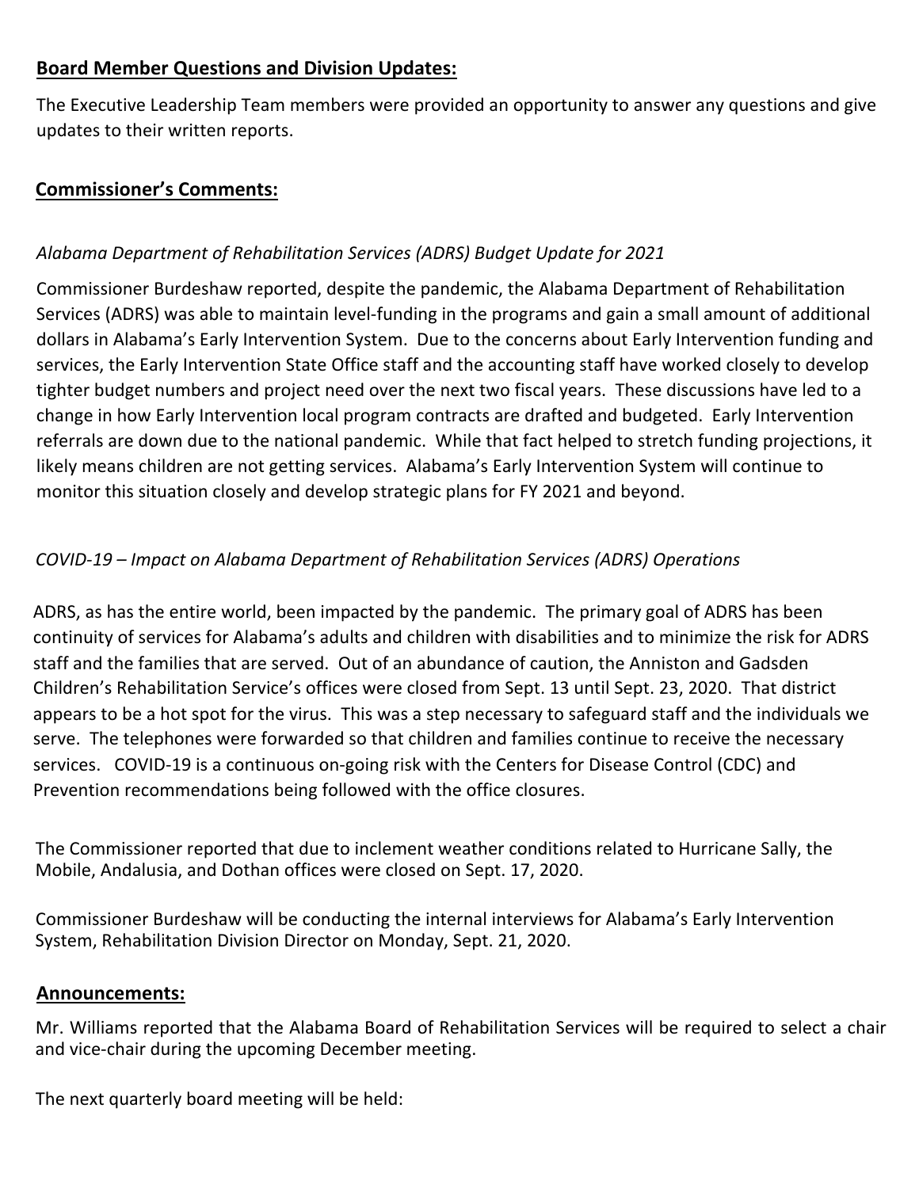**Board Member Questions and Division Updates:**

The Executive Leadership Team members were provided an opportunity to answer any questions and give updates to their written reports.

**Commissioner's Comments:**

*Alabama Department of Rehabilitation Services (ADRS) Budget Update for 2021*

Commissioner Burdeshaw reported, despite the pandemic, the Alabama Department of Rehabilitation Services (ADRS) was able to maintain level-funding in the programs and gain a small amount of additional dollars in Alabama's Early Intervention System. Due to the concerns about Early Intervention funding and services, the Early Intervention State Office staff and the accounting staff have worked closely to develop tighter budget numbers and project need over the next two fiscal years. These discussions have led to a change in how Early Intervention local program contracts are drafted and budgeted. Early Intervention referrals are down due to the national pandemic. While that fact helped to stretch funding projections, it likely means children are not getting services. Alabama's Early Intervention System will continue to monitor this situation closely and develop strategic plans for FY 2021 and beyond.

*COVID-19 – Impact on Alabama Department of Rehabilitation Services (ADRS) Operations*

ADRS, as has the entire world, been impacted by the pandemic. The primary goal of ADRS has been continuity of services for Alabama's adults and children with disabilities and to minimize the risk for ADRS staff and the families that are served. Out of an abundance of caution, the Anniston and Gadsden Children's Rehabilitation Service's offices were closed from Sept. 13 until Sept. 23, 2020. That district appears to be a hot spot for the virus. This was a step necessary to safeguard staff and the individuals we serve. The telephones were forwarded so that children and families continue to receive the necessary services. COVID-19 is a continuous on-going risk with the Centers for Disease Control (CDC) and Prevention recommendations being followed with the office closures.

The Commissioner reported that due to inclement weather conditions related to Hurricane Sally, the Mobile, Andalusia, and Dothan offices were closed on Sept. 17, 2020.

Commissioner Burdeshaw will be conducting the internal interviews for Alabama's Early Intervention System, Rehabilitation Division Director on Monday, Sept. 21, 2020.

**Announcements:**

Mr. Williams reported that the Alabama Board of Rehabilitation Services will be required to select a chair and vice-chair during the upcoming December meeting.

The next quarterly board meeting will be held: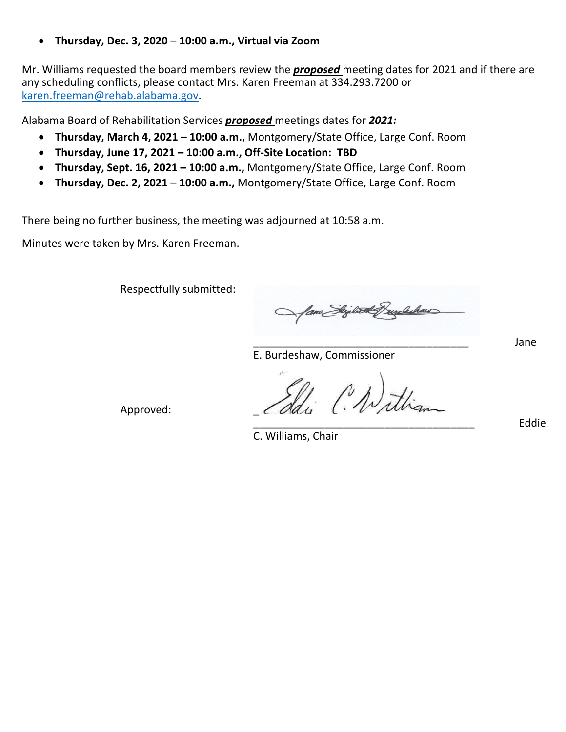- **Thursday, Dec. 3, 2020 – 10:00 a.m., Virtual via Zoom**

Mr. Williams requested the board members review the ***proposed*** meeting dates for 2021 and if there are any scheduling conflicts, please contact Mrs. Karen Freeman at 334.293.7200 or karen.freeman@rehab.alabama.gov.

Alabama Board of Rehabilitation Services ***proposed*** meetings dates for ***2021:***

- **Thursday, March 4, 2021 – 10:00 a.m.,** Montgomery/State Office, Large Conf. Room
- **Thursday, June 17, 2021 – 10:00 a.m., Off-Site Location: TBD**
- **Thursday, Sept. 16, 2021 – 10:00 a.m.,** Montgomery/State Office, Large Conf. Room
- **Thursday, Dec. 2, 2021 – 10:00 a.m.,** Montgomery/State Office, Large Conf. Room

There being no further business, the meeting was adjourned at 10:58 a.m.

Minutes were taken by Mrs. Karen Freeman.

Respectfully submitted:

___________________________________

Jane E. Burdeshaw, Commissioner

Approved:

___________________________________

Eddie C. Williams, Chair